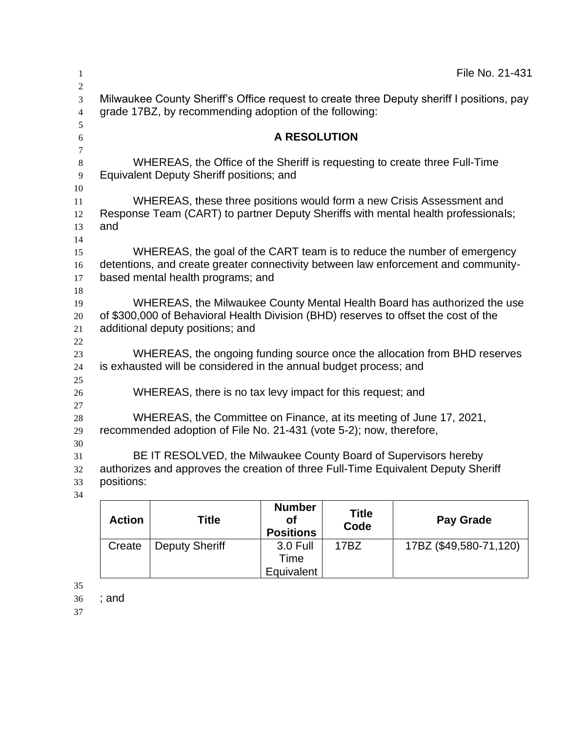File No. 21-431

Milwaukee County Sheriff's Office request to create three Deputy sheriff I positions, pay grade 17BZ, by recommending adoption of the following:

## A RESOLUTION

WHEREAS, the Office of the Sheriff is requesting to create three Full-Time Equivalent Deputy Sheriff positions; and

WHEREAS, these three positions would form a new Crisis Assessment and Response Team (CART) to partner Deputy Sheriffs with mental health professionals; and

WHEREAS, the goal of the CART team is to reduce the number of emergency detentions, and create greater connectivity between law enforcement and community-based mental health programs; and

WHEREAS, the Milwaukee County Mental Health Board has authorized the use of $300,000 of Behavioral Health Division (BHD) reserves to offset the cost of the additional deputy positions; and

WHEREAS, the ongoing funding source once the allocation from BHD reserves is exhausted will be considered in the annual budget process; and

WHEREAS, there is no tax levy impact for this request; and

WHEREAS, the Committee on Finance, at its meeting of June 17, 2021, recommended adoption of File No. 21-431 (vote 5-2); now, therefore,

BE IT RESOLVED, the Milwaukee County Board of Supervisors hereby authorizes and approves the creation of three Full-Time Equivalent Deputy Sheriff positions:

| Action | Title | Number of Positions | Title Code | Pay Grade |
|---|---|---|---|---|
| Create | Deputy Sheriff | 3.0 Full Time Equivalent | 17BZ | 17BZ ($49,580-71,120) |

; and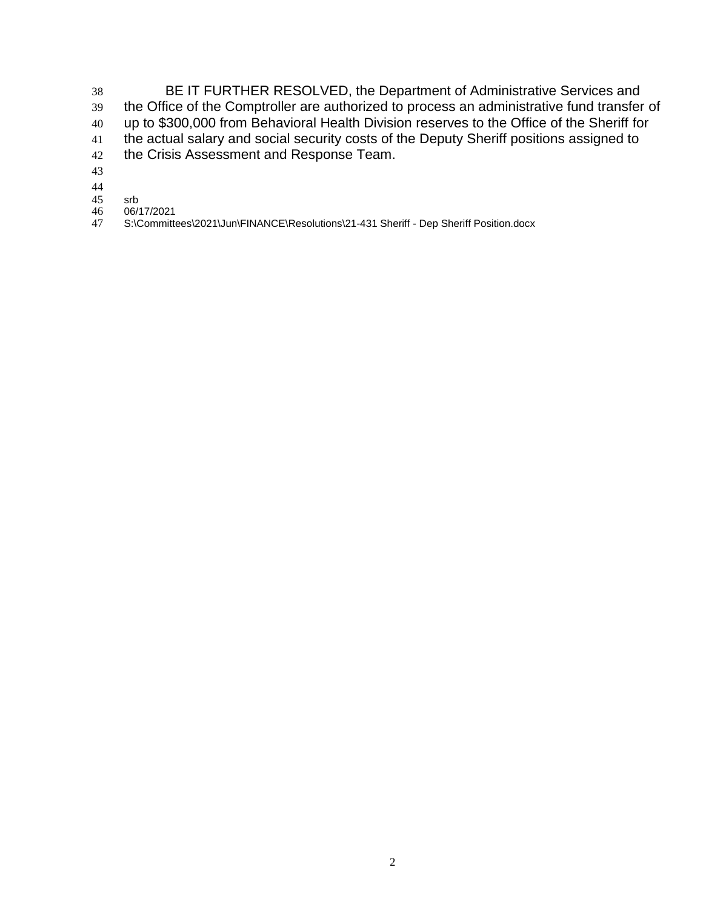BE IT FURTHER RESOLVED, the Department of Administrative Services and the Office of the Comptroller are authorized to process an administrative fund transfer of up to $300,000 from Behavioral Health Division reserves to the Office of the Sheriff for the actual salary and social security costs of the Deputy Sheriff positions assigned to the Crisis Assessment and Response Team.

srb
06/17/2021
S:\Committees\2021\Jun\FINANCE\Resolutions\21-431 Sheriff - Dep Sheriff Position.docx